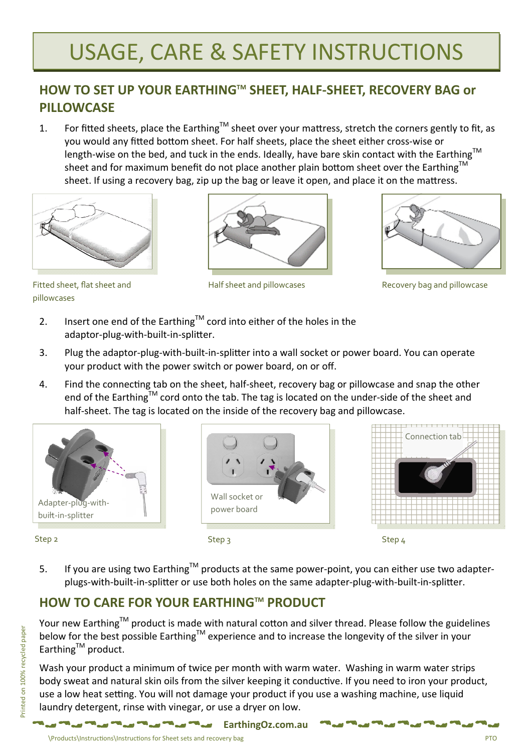# USAGE, CARE & SAFETY INSTRUCTIONS

## HOW TO SET UP YOUR EARTHING™ SHEET, HALF-SHEET, RECOVERY BAG or PILLOWCASE

1. For fitted sheets, place the Earthing™ sheet over your mattress, stretch the corners gently to fit, as you would any fitted bottom sheet. For half sheets, place the sheet either cross-wise or length-wise on the bed, and tuck in the ends. Ideally, have bare skin contact with the Earthing™ sheet and for maximum benefit do not place another plain bottom sheet over the Earthing™ sheet. If using a recovery bag, zip up the bag or leave it open, and place it on the mattress.

Fitted sheet, flat sheet and pillowcases

Half sheet and pillowcases

Recovery bag and pillowcase

2. Insert one end of the Earthing™ cord into either of the holes in the adaptor-plug-with-built-in-splitter.
3. Plug the adaptor-plug-with-built-in-splitter into a wall socket or power board. You can operate your product with the power switch or power board, on or off.
4. Find the connecting tab on the sheet, half-sheet, recovery bag or pillowcase and snap the other end of the Earthing™ cord onto the tab. The tag is located on the under-side of the sheet and half-sheet. The tag is located on the inside of the recovery bag and pillowcase.

Adapter-plug-with-built-in-splitter

Step 2

Wall socket or power board

Step 3

Connection tab

Step 4

5. If you are using two Earthing™ products at the same power-point, you can either use two adapter-plugs-with-built-in-splitter or use both holes on the same adapter-plug-with-built-in-splitter.

## HOW TO CARE FOR YOUR EARTHING™ PRODUCT

Your new Earthing™ product is made with natural cotton and silver thread. Please follow the guidelines below for the best possible Earthing™ experience and to increase the longevity of the silver in your Earthing™ product.

Wash your product a minimum of twice per month with warm water. Washing in warm water strips body sweat and natural skin oils from the silver keeping it conductive. If you need to iron your product, use a low heat setting. You will not damage your product if you use a washing machine, use liquid laundry detergent, rinse with vinegar, or use a dryer on low.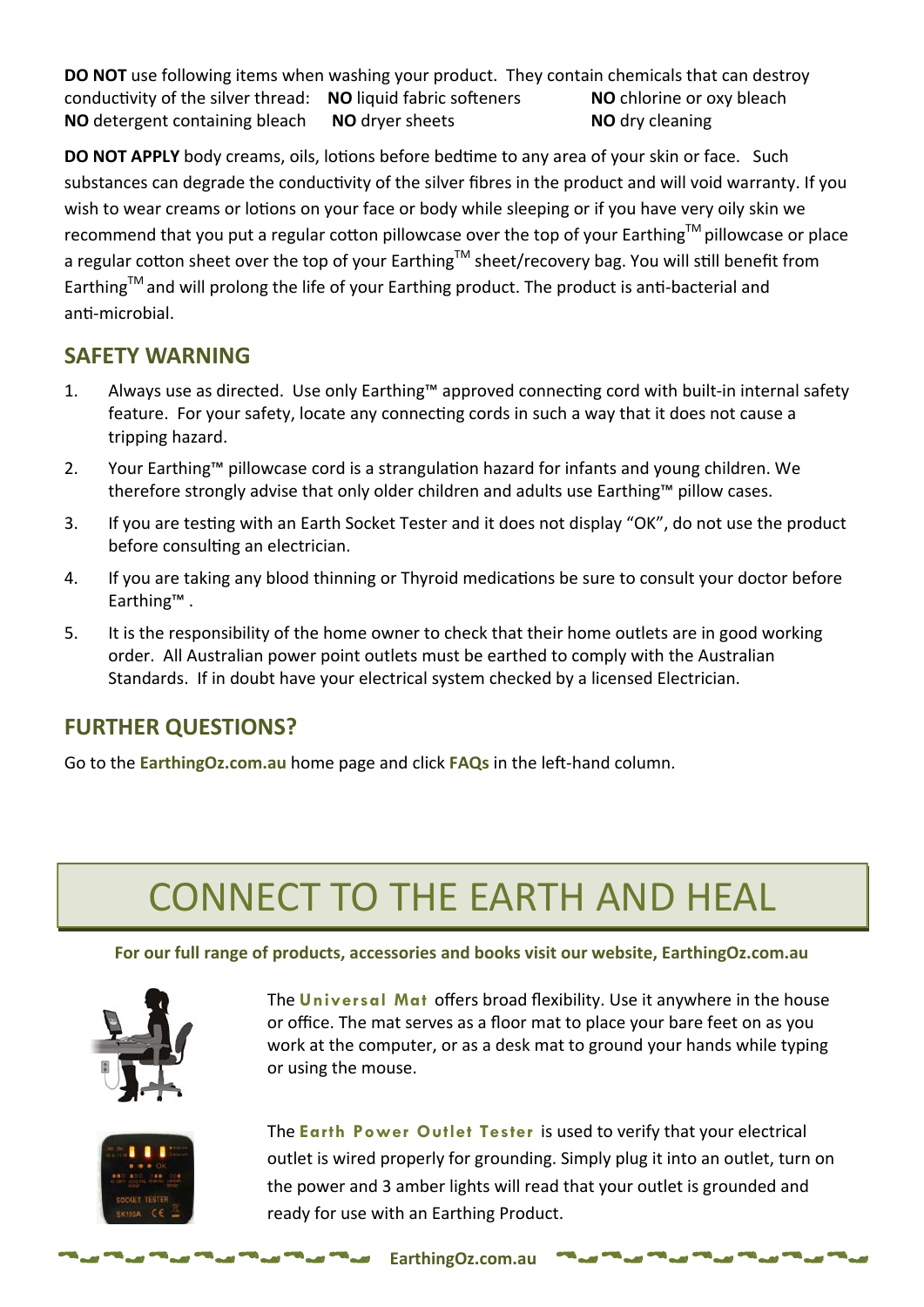**DO NOT** use following items when washing your product. They contain chemicals that can destroy conductivity of the silver thread: **NO** liquid fabric softeners **NO** chlorine or oxy bleach **NO** detergent containing bleach **NO** dryer sheets **NO** dry cleaning

**DO NOT APPLY** body creams, oils, lotions before bedtime to any area of your skin or face. Such substances can degrade the conductivity of the silver fibres in the product and will void warranty. If you wish to wear creams or lotions on your face or body while sleeping or if you have very oily skin we recommend that you put a regular cotton pillowcase over the top of your Earthing™ pillowcase or place a regular cotton sheet over the top of your Earthing™ sheet/recovery bag. You will still benefit from Earthing™ and will prolong the life of your Earthing product. The product is anti-bacterial and anti-microbial.

## SAFETY WARNING

1. Always use as directed. Use only Earthing™ approved connecting cord with built-in internal safety feature. For your safety, locate any connecting cords in such a way that it does not cause a tripping hazard.
2. Your Earthing™ pillowcase cord is a strangulation hazard for infants and young children. We therefore strongly advise that only older children and adults use Earthing™ pillow cases.
3. If you are testing with an Earth Socket Tester and it does not display "OK", do not use the product before consulting an electrician.
4. If you are taking any blood thinning or Thyroid medications be sure to consult your doctor before Earthing™ .
5. It is the responsibility of the home owner to check that their home outlets are in good working order. All Australian power point outlets must be earthed to comply with the Australian Standards. If in doubt have your electrical system checked by a licensed Electrician.

## FURTHER QUESTIONS?

Go to the **EarthingOz.com.au** home page and click **FAQs** in the left-hand column.

# CONNECT TO THE EARTH AND HEAL

**For our full range of products, accessories and books visit our website, EarthingOz.com.au**

The **Universal Mat** offers broad flexibility. Use it anywhere in the house or office. The mat serves as a floor mat to place your bare feet on as you work at the computer, or as a desk mat to ground your hands while typing or using the mouse.

The **Earth Power Outlet Tester** is used to verify that your electrical outlet is wired properly for grounding. Simply plug it into an outlet, turn on the power and 3 amber lights will read that your outlet is grounded and ready for use with an Earthing Product.

EarthingOz.com.au